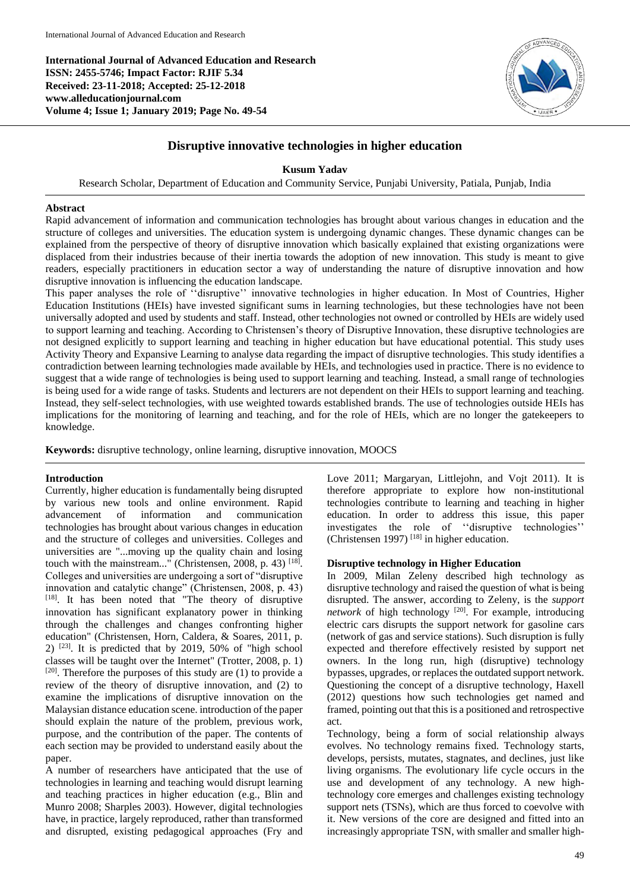**International Journal of Advanced Education and Research**
**ISSN: 2455-5746; Impact Factor: RJIF 5.34**
**Received: 23-11-2018; Accepted: 25-12-2018**
**www.alleducationjournal.com**
**Volume 4; Issue 1; January 2019; Page No. 49-54**

# Disruptive innovative technologies in higher education

**Kusum Yadav**

Research Scholar, Department of Education and Community Service, Punjabi University, Patiala, Punjab, India

## Abstract

Rapid advancement of information and communication technologies has brought about various changes in education and the structure of colleges and universities. The education system is undergoing dynamic changes. These dynamic changes can be explained from the perspective of theory of disruptive innovation which basically explained that existing organizations were displaced from their industries because of their inertia towards the adoption of new innovation. This study is meant to give readers, especially practitioners in education sector a way of understanding the nature of disruptive innovation and how disruptive innovation is influencing the education landscape.

This paper analyses the role of ''disruptive'' innovative technologies in higher education. In Most of Countries, Higher Education Institutions (HEIs) have invested significant sums in learning technologies, but these technologies have not been universally adopted and used by students and staff. Instead, other technologies not owned or controlled by HEIs are widely used to support learning and teaching. According to Christensen's theory of Disruptive Innovation, these disruptive technologies are not designed explicitly to support learning and teaching in higher education but have educational potential. This study uses Activity Theory and Expansive Learning to analyse data regarding the impact of disruptive technologies. This study identifies a contradiction between learning technologies made available by HEIs, and technologies used in practice. There is no evidence to suggest that a wide range of technologies is being used to support learning and teaching. Instead, a small range of technologies is being used for a wide range of tasks. Students and lecturers are not dependent on their HEIs to support learning and teaching. Instead, they self-select technologies, with use weighted towards established brands. The use of technologies outside HEIs has implications for the monitoring of learning and teaching, and for the role of HEIs, which are no longer the gatekeepers to knowledge.

**Keywords:** disruptive technology, online learning, disruptive innovation, MOOCS

## Introduction

Currently, higher education is fundamentally being disrupted by various new tools and online environment. Rapid advancement of information and communication technologies has brought about various changes in education and the structure of colleges and universities. Colleges and universities are "...moving up the quality chain and losing touch with the mainstream..." (Christensen, 2008, p. 43) [18]. Colleges and universities are undergoing a sort of "disruptive innovation and catalytic change" (Christensen, 2008, p. 43) [18]. It has been noted that "The theory of disruptive innovation has significant explanatory power in thinking through the challenges and changes confronting higher education" (Christensen, Horn, Caldera, & Soares, 2011, p. 2) [23]. It is predicted that by 2019, 50% of "high school classes will be taught over the Internet" (Trotter, 2008, p. 1) [20]. Therefore the purposes of this study are (1) to provide a review of the theory of disruptive innovation, and (2) to examine the implications of disruptive innovation on the Malaysian distance education scene. introduction of the paper should explain the nature of the problem, previous work, purpose, and the contribution of the paper. The contents of each section may be provided to understand easily about the paper.

A number of researchers have anticipated that the use of technologies in learning and teaching would disrupt learning and teaching practices in higher education (e.g., Blin and Munro 2008; Sharples 2003). However, digital technologies have, in practice, largely reproduced, rather than transformed and disrupted, existing pedagogical approaches (Fry and Love 2011; Margaryan, Littlejohn, and Vojt 2011). It is therefore appropriate to explore how non-institutional technologies contribute to learning and teaching in higher education. In order to address this issue, this paper investigates the role of ''disruptive technologies'' (Christensen 1997) [18] in higher education.

## Disruptive technology in Higher Education

In 2009, Milan Zeleny described high technology as disruptive technology and raised the question of what is being disrupted. The answer, according to Zeleny, is the *support network* of high technology [20]. For example, introducing electric cars disrupts the support network for gasoline cars (network of gas and service stations). Such disruption is fully expected and therefore effectively resisted by support net owners. In the long run, high (disruptive) technology bypasses, upgrades, or replaces the outdated support network. Questioning the concept of a disruptive technology, Haxell (2012) questions how such technologies get named and framed, pointing out that this is a positioned and retrospective act.

Technology, being a form of social relationship always evolves. No technology remains fixed. Technology starts, develops, persists, mutates, stagnates, and declines, just like living organisms. The evolutionary life cycle occurs in the use and development of any technology. A new high-technology core emerges and challenges existing technology support nets (TSNs), which are thus forced to coevolve with it. New versions of the core are designed and fitted into an increasingly appropriate TSN, with smaller and smaller high-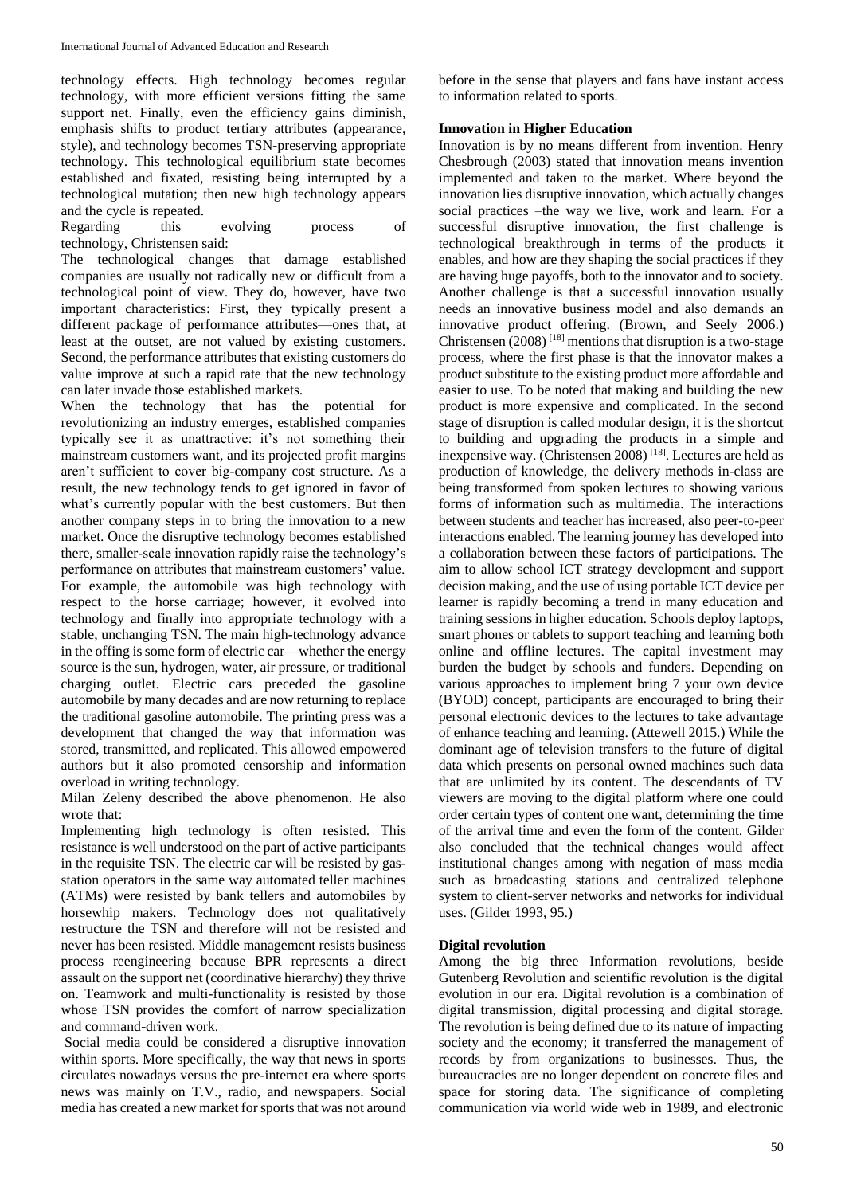technology effects. High technology becomes regular technology, with more efficient versions fitting the same support net. Finally, even the efficiency gains diminish, emphasis shifts to product tertiary attributes (appearance, style), and technology becomes TSN-preserving appropriate technology. This technological equilibrium state becomes established and fixated, resisting being interrupted by a technological mutation; then new high technology appears and the cycle is repeated.

Regarding this evolving process of technology, Christensen said:

The technological changes that damage established companies are usually not radically new or difficult from a technological point of view. They do, however, have two important characteristics: First, they typically present a different package of performance attributes—ones that, at least at the outset, are not valued by existing customers. Second, the performance attributes that existing customers do value improve at such a rapid rate that the new technology can later invade those established markets.

When the technology that has the potential for revolutionizing an industry emerges, established companies typically see it as unattractive: it's not something their mainstream customers want, and its projected profit margins aren't sufficient to cover big-company cost structure. As a result, the new technology tends to get ignored in favor of what's currently popular with the best customers. But then another company steps in to bring the innovation to a new market. Once the disruptive technology becomes established there, smaller-scale innovation rapidly raise the technology's performance on attributes that mainstream customers' value.

For example, the automobile was high technology with respect to the horse carriage; however, it evolved into technology and finally into appropriate technology with a stable, unchanging TSN. The main high-technology advance in the offing is some form of electric car—whether the energy source is the sun, hydrogen, water, air pressure, or traditional charging outlet. Electric cars preceded the gasoline automobile by many decades and are now returning to replace the traditional gasoline automobile. The printing press was a development that changed the way that information was stored, transmitted, and replicated. This allowed empowered authors but it also promoted censorship and information overload in writing technology.

Milan Zeleny described the above phenomenon. He also wrote that:

Implementing high technology is often resisted. This resistance is well understood on the part of active participants in the requisite TSN. The electric car will be resisted by gas-station operators in the same way automated teller machines (ATMs) were resisted by bank tellers and automobiles by horsewhip makers. Technology does not qualitatively restructure the TSN and therefore will not be resisted and never has been resisted. Middle management resists business process reengineering because BPR represents a direct assault on the support net (coordinative hierarchy) they thrive on. Teamwork and multi-functionality is resisted by those whose TSN provides the comfort of narrow specialization and command-driven work.

Social media could be considered a disruptive innovation within sports. More specifically, the way that news in sports circulates nowadays versus the pre-internet era where sports news was mainly on T.V., radio, and newspapers. Social media has created a new market for sports that was not around before in the sense that players and fans have instant access to information related to sports.

## Innovation in Higher Education

Innovation is by no means different from invention. Henry Chesbrough (2003) stated that innovation means invention implemented and taken to the market. Where beyond the innovation lies disruptive innovation, which actually changes social practices –the way we live, work and learn. For a successful disruptive innovation, the first challenge is technological breakthrough in terms of the products it enables, and how are they shaping the social practices if they are having huge payoffs, both to the innovator and to society. Another challenge is that a successful innovation usually needs an innovative business model and also demands an innovative product offering. (Brown, and Seely 2006.) Christensen (2008) [18] mentions that disruption is a two-stage process, where the first phase is that the innovator makes a product substitute to the existing product more affordable and easier to use. To be noted that making and building the new product is more expensive and complicated. In the second stage of disruption is called modular design, it is the shortcut to building and upgrading the products in a simple and inexpensive way. (Christensen 2008) [18]. Lectures are held as production of knowledge, the delivery methods in-class are being transformed from spoken lectures to showing various forms of information such as multimedia. The interactions between students and teacher has increased, also peer-to-peer interactions enabled. The learning journey has developed into a collaboration between these factors of participations. The aim to allow school ICT strategy development and support decision making, and the use of using portable ICT device per learner is rapidly becoming a trend in many education and training sessions in higher education. Schools deploy laptops, smart phones or tablets to support teaching and learning both online and offline lectures. The capital investment may burden the budget by schools and funders. Depending on various approaches to implement bring 7 your own device (BYOD) concept, participants are encouraged to bring their personal electronic devices to the lectures to take advantage of enhance teaching and learning. (Attewell 2015.) While the dominant age of television transfers to the future of digital data which presents on personal owned machines such data that are unlimited by its content. The descendants of TV viewers are moving to the digital platform where one could order certain types of content one want, determining the time of the arrival time and even the form of the content. Gilder also concluded that the technical changes would affect institutional changes among with negation of mass media such as broadcasting stations and centralized telephone system to client-server networks and networks for individual uses. (Gilder 1993, 95.)

## Digital revolution

Among the big three Information revolutions, beside Gutenberg Revolution and scientific revolution is the digital evolution in our era. Digital revolution is a combination of digital transmission, digital processing and digital storage. The revolution is being defined due to its nature of impacting society and the economy; it transferred the management of records by from organizations to businesses. Thus, the bureaucracies are no longer dependent on concrete files and space for storing data. The significance of completing communication via world wide web in 1989, and electronic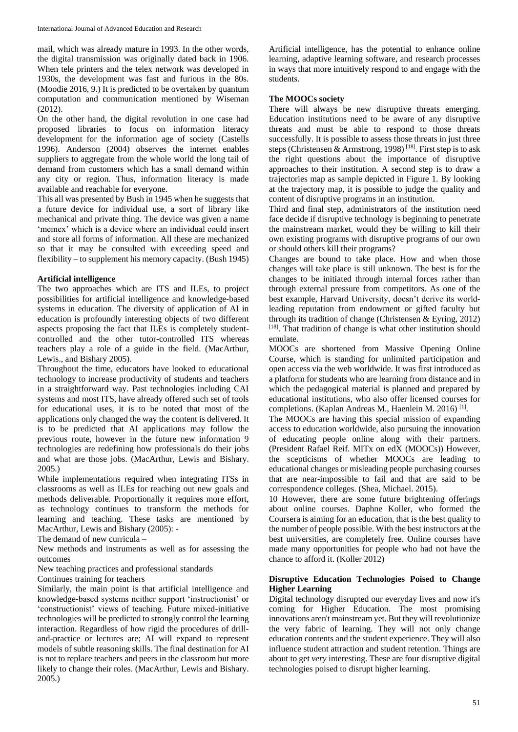mail, which was already mature in 1993. In the other words, the digital transmission was originally dated back in 1906. When tele printers and the telex network was developed in 1930s, the development was fast and furious in the 80s. (Moodie 2016, 9.) It is predicted to be overtaken by quantum computation and communication mentioned by Wiseman (2012).

On the other hand, the digital revolution in one case had proposed libraries to focus on information literacy development for the information age of society (Castells 1996). Anderson (2004) observes the internet enables suppliers to aggregate from the whole world the long tail of demand from customers which has a small demand within any city or region. Thus, information literacy is made available and reachable for everyone.

This all was presented by Bush in 1945 when he suggests that a future device for individual use, a sort of library like mechanical and private thing. The device was given a name 'memex' which is a device where an individual could insert and store all forms of information. All these are mechanized so that it may be consulted with exceeding speed and flexibility – to supplement his memory capacity. (Bush 1945)

### Artificial intelligence

The two approaches which are ITS and ILEs, to project possibilities for artificial intelligence and knowledge-based systems in education. The diversity of application of AI in education is profoundly interesting objects of two different aspects proposing the fact that ILEs is completely student-controlled and the other tutor-controlled ITS whereas teachers play a role of a guide in the field. (MacArthur, Lewis., and Bishary 2005).

Throughout the time, educators have looked to educational technology to increase productivity of students and teachers in a straightforward way. Past technologies including CAI systems and most ITS, have already offered such set of tools for educational uses, it is to be noted that most of the applications only changed the way the content is delivered. It is to be predicted that AI applications may follow the previous route, however in the future new information 9 technologies are redefining how professionals do their jobs and what are those jobs. (MacArthur, Lewis and Bishary. 2005.)

While implementations required when integrating ITSs in classrooms as well as ILEs for reaching out new goals and methods deliverable. Proportionally it requires more effort, as technology continues to transform the methods for learning and teaching. These tasks are mentioned by MacArthur, Lewis and Bishary (2005): -

The demand of new curricula –

New methods and instruments as well as for assessing the outcomes

New teaching practices and professional standards

Continues training for teachers

Similarly, the main point is that artificial intelligence and knowledge-based systems neither support 'instructionist' or 'constructionist' views of teaching. Future mixed-initiative technologies will be predicted to strongly control the learning interaction. Regardless of how rigid the procedures of drill-and-practice or lectures are; AI will expand to represent models of subtle reasoning skills. The final destination for AI is not to replace teachers and peers in the classroom but more likely to change their roles. (MacArthur, Lewis and Bishary. 2005.)

Artificial intelligence, has the potential to enhance online learning, adaptive learning software, and research processes in ways that more intuitively respond to and engage with the students.

### The MOOCs society

There will always be new disruptive threats emerging. Education institutions need to be aware of any disruptive threats and must be able to respond to those threats successfully. It is possible to assess those threats in just three steps (Christensen & Armstrong, 1998) [18]. First step is to ask the right questions about the importance of disruptive approaches to their institution. A second step is to draw a trajectories map as sample depicted in Figure 1. By looking at the trajectory map, it is possible to judge the quality and content of disruptive programs in an institution.

Third and final step, administrators of the institution need face decide if disruptive technology is beginning to penetrate the mainstream market, would they be willing to kill their own existing programs with disruptive programs of our own or should others kill their programs?

Changes are bound to take place. How and when those changes will take place is still unknown. The best is for the changes to be initiated through internal forces rather than through external pressure from competitors. As one of the best example, Harvard University, doesn't derive its world-leading reputation from endowment or gifted faculty but through its tradition of change (Christensen & Eyring, 2012) [18]. That tradition of change is what other institution should emulate.

MOOCs are shortened from Massive Opening Online Course, which is standing for unlimited participation and open access via the web worldwide. It was first introduced as a platform for students who are learning from distance and in which the pedagogical material is planned and prepared by educational institutions, who also offer licensed courses for completions. (Kaplan Andreas M., Haenlein M. 2016) [1].

The MOOCs are having this special mission of expanding access to education worldwide, also pursuing the innovation of educating people online along with their partners. (President Rafael Reif. MITx on edX (MOOCs)) However, the scepticisms of whether MOOCs are leading to educational changes or misleading people purchasing courses that are near-impossible to fail and that are said to be correspondence colleges. (Shea, Michael. 2015).

10 However, there are some future brightening offerings about online courses. Daphne Koller, who formed the Coursera is aiming for an education, that is the best quality to the number of people possible. With the best instructors at the best universities, are completely free. Online courses have made many opportunities for people who had not have the chance to afford it. (Koller 2012)

### Disruptive Education Technologies Poised to Change Higher Learning

Digital technology disrupted our everyday lives and now it's coming for Higher Education. The most promising innovations aren't mainstream yet. But they will revolutionize the very fabric of learning. They will not only change education contents and the student experience. They will also influence student attraction and student retention. Things are about to get *very* interesting. These are four disruptive digital technologies poised to disrupt higher learning.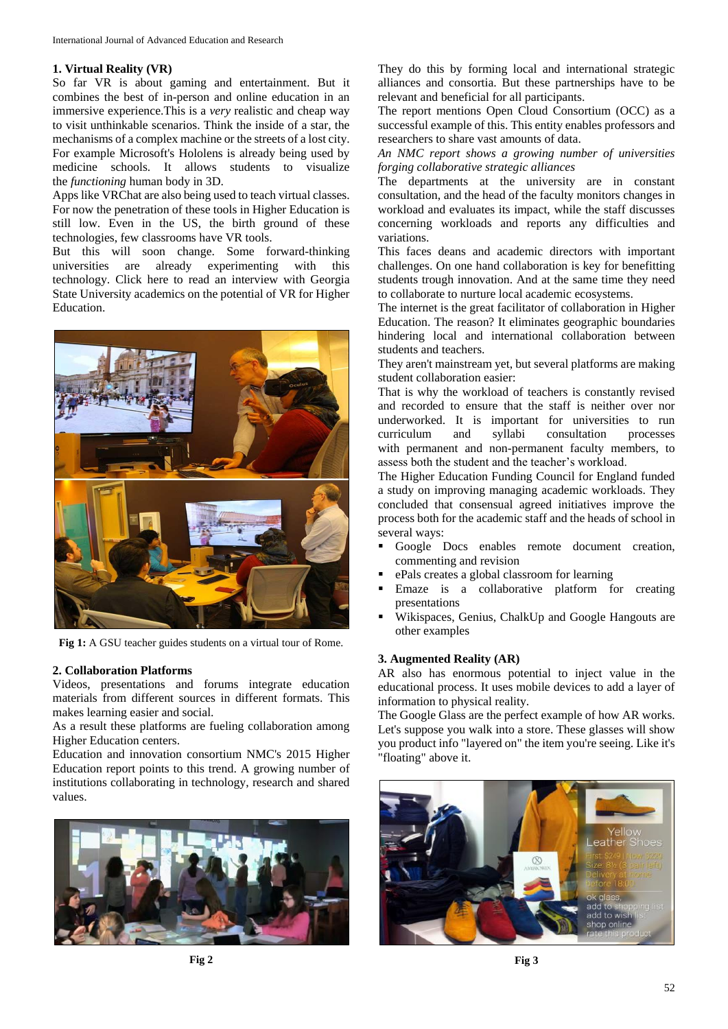### 1. Virtual Reality (VR)

So far VR is about gaming and entertainment. But it combines the best of in-person and online education in an immersive experience.This is a *very* realistic and cheap way to visit unthinkable scenarios. Think the inside of a star, the mechanisms of a complex machine or the streets of a lost city. For example Microsoft's Hololens is already being used by medicine schools. It allows students to visualize the *functioning* human body in 3D.

Apps like VRChat are also being used to teach virtual classes. For now the penetration of these tools in Higher Education is still low. Even in the US, the birth ground of these technologies, few classrooms have VR tools.

But this will soon change. Some forward-thinking universities are already experimenting with this technology. Click here to read an interview with Georgia State University academics on the potential of VR for Higher Education.

**Fig 1:** A GSU teacher guides students on a virtual tour of Rome.

### 2. Collaboration Platforms

Videos, presentations and forums integrate education materials from different sources in different formats. This makes learning easier and social.

As a result these platforms are fueling collaboration among Higher Education centers.

Education and innovation consortium NMC's 2015 Higher Education report points to this trend. A growing number of institutions collaborating in technology, research and shared values.

**Fig 2**

They do this by forming local and international strategic alliances and consortia. But these partnerships have to be relevant and beneficial for all participants.

The report mentions Open Cloud Consortium (OCC) as a successful example of this. This entity enables professors and researchers to share vast amounts of data.

*An NMC report shows a growing number of universities forging collaborative strategic alliances*

The departments at the university are in constant consultation, and the head of the faculty monitors changes in workload and evaluates its impact, while the staff discusses concerning workloads and reports any difficulties and variations.

This faces deans and academic directors with important challenges. On one hand collaboration is key for benefitting students trough innovation. And at the same time they need to collaborate to nurture local academic ecosystems.

The internet is the great facilitator of collaboration in Higher Education. The reason? It eliminates geographic boundaries hindering local and international collaboration between students and teachers.

They aren't mainstream yet, but several platforms are making student collaboration easier:

That is why the workload of teachers is constantly revised and recorded to ensure that the staff is neither over nor underworked. It is important for universities to run curriculum and syllabi consultation processes with permanent and non-permanent faculty members, to assess both the student and the teacher's workload.

The Higher Education Funding Council for England funded a study on improving managing academic workloads. They concluded that consensual agreed initiatives improve the process both for the academic staff and the heads of school in several ways:

- Google Docs enables remote document creation, commenting and revision
- ePals creates a global classroom for learning
- Emaze is a collaborative platform for creating presentations
- Wikispaces, Genius, ChalkUp and Google Hangouts are other examples

### 3. Augmented Reality (AR)

AR also has enormous potential to inject value in the educational process. It uses mobile devices to add a layer of information to physical reality.

The Google Glass are the perfect example of how AR works. Let's suppose you walk into a store. These glasses will show you product info "layered on" the item you're seeing. Like it's "floating" above it.

**Fig 3**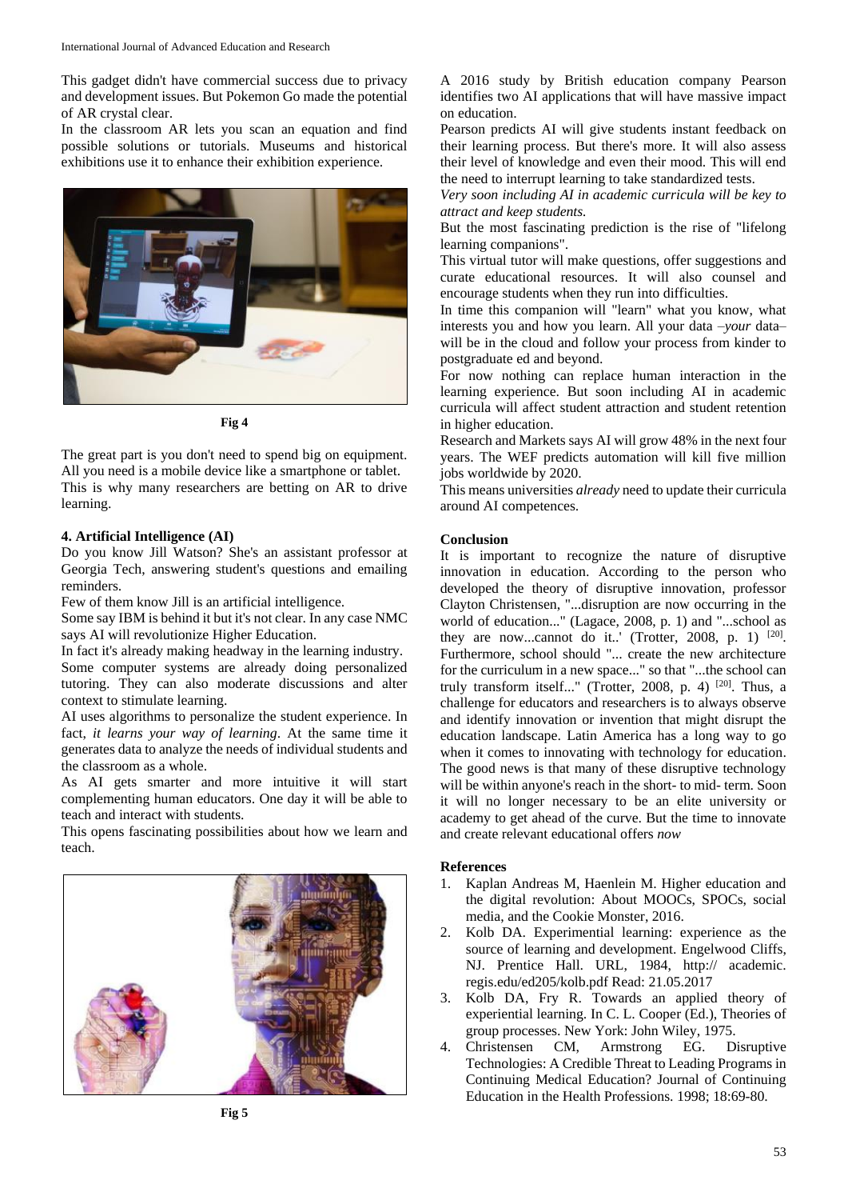This gadget didn't have commercial success due to privacy and development issues. But Pokemon Go made the potential of AR crystal clear.

In the classroom AR lets you scan an equation and find possible solutions or tutorials. Museums and historical exhibitions use it to enhance their exhibition experience.

**Fig 4**

The great part is you don't need to spend big on equipment. All you need is a mobile device like a smartphone or tablet.

This is why many researchers are betting on AR to drive learning.

#### 4. Artificial Intelligence (AI)

Do you know Jill Watson? She's an assistant professor at Georgia Tech, answering student's questions and emailing reminders.

Few of them know Jill is an artificial intelligence.

Some say IBM is behind it but it's not clear. In any case NMC says AI will revolutionize Higher Education.

In fact it's already making headway in the learning industry.

Some computer systems are already doing personalized tutoring. They can also moderate discussions and alter context to stimulate learning.

AI uses algorithms to personalize the student experience. In fact, *it learns your way of learning*. At the same time it generates data to analyze the needs of individual students and the classroom as a whole.

As AI gets smarter and more intuitive it will start complementing human educators. One day it will be able to teach and interact with students.

This opens fascinating possibilities about how we learn and teach.

**Fig 5**

A 2016 study by British education company Pearson identifies two AI applications that will have massive impact on education.

Pearson predicts AI will give students instant feedback on their learning process. But there's more. It will also assess their level of knowledge and even their mood. This will end the need to interrupt learning to take standardized tests.

*Very soon including AI in academic curricula will be key to attract and keep students.*

But the most fascinating prediction is the rise of "lifelong learning companions".

This virtual tutor will make questions, offer suggestions and curate educational resources. It will also counsel and encourage students when they run into difficulties.

In time this companion will "learn" what you know, what interests you and how you learn. All your data –*your* data– will be in the cloud and follow your process from kinder to postgraduate ed and beyond.

For now nothing can replace human interaction in the learning experience. But soon including AI in academic curricula will affect student attraction and student retention in higher education.

Research and Markets says AI will grow 48% in the next four years. The WEF predicts automation will kill five million jobs worldwide by 2020.

This means universities *already* need to update their curricula around AI competences.

### Conclusion

It is important to recognize the nature of disruptive innovation in education. According to the person who developed the theory of disruptive innovation, professor Clayton Christensen, "...disruption are now occurring in the world of education..." (Lagace, 2008, p. 1) and "...school as they are now...cannot do it..' (Trotter, 2008, p. 1) [20]. Furthermore, school should "... create the new architecture for the curriculum in a new space..." so that "...the school can truly transform itself..." (Trotter, 2008, p. 4) [20]. Thus, a challenge for educators and researchers is to always observe and identify innovation or invention that might disrupt the education landscape. Latin America has a long way to go when it comes to innovating with technology for education. The good news is that many of these disruptive technology will be within anyone's reach in the short- to mid- term. Soon it will no longer necessary to be an elite university or academy to get ahead of the curve. But the time to innovate and create relevant educational offers *now*

### References

1. Kaplan Andreas M, Haenlein M. Higher education and the digital revolution: About MOOCs, SPOCs, social media, and the Cookie Monster, 2016.
2. Kolb DA. Experimential learning: experience as the source of learning and development. Engelwood Cliffs, NJ. Prentice Hall. URL, 1984, http:// academic. regis.edu/ed205/kolb.pdf Read: 21.05.2017
3. Kolb DA, Fry R. Towards an applied theory of experiential learning. In C. L. Cooper (Ed.), Theories of group processes. New York: John Wiley, 1975.
4. Christensen CM, Armstrong EG. Disruptive Technologies: A Credible Threat to Leading Programs in Continuing Medical Education? Journal of Continuing Education in the Health Professions. 1998; 18:69-80.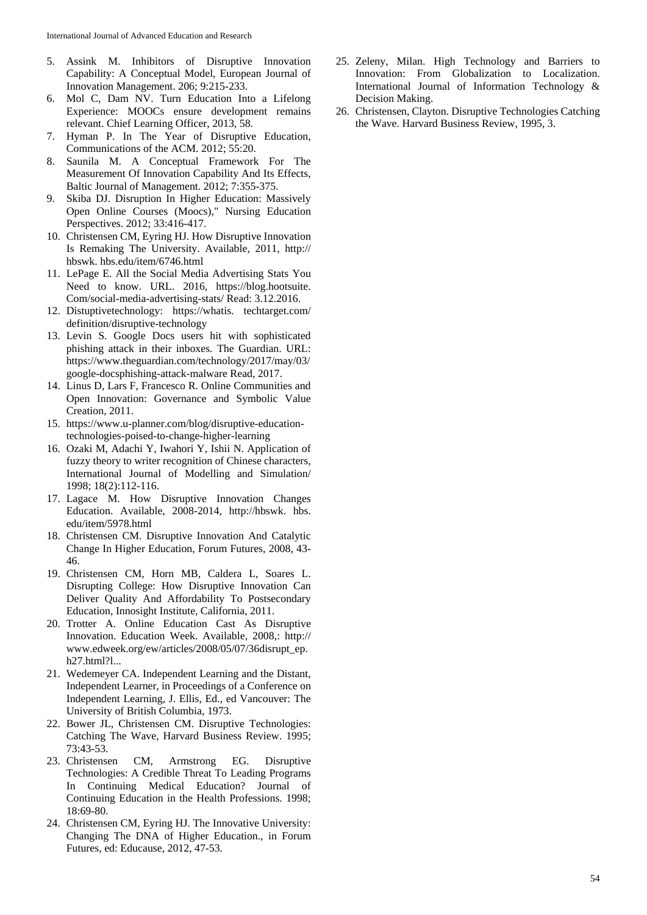5. Assink M. Inhibitors of Disruptive Innovation Capability: A Conceptual Model, European Journal of Innovation Management. 206; 9:215-233.
6. Mol C, Dam NV. Turn Education Into a Lifelong Experience: MOOCs ensure development remains relevant. Chief Learning Officer, 2013, 58.
7. Hyman P. In The Year of Disruptive Education, Communications of the ACM. 2012; 55:20.
8. Saunila M. A Conceptual Framework For The Measurement Of Innovation Capability And Its Effects, Baltic Journal of Management. 2012; 7:355-375.
9. Skiba DJ. Disruption In Higher Education: Massively Open Online Courses (Moocs)," Nursing Education Perspectives. 2012; 33:416-417.
10. Christensen CM, Eyring HJ. How Disruptive Innovation Is Remaking The University. Available, 2011, http:// hbswk. hbs.edu/item/6746.html
11. LePage E. All the Social Media Advertising Stats You Need to know. URL. 2016, https://blog.hootsuite. Com/social-media-advertising-stats/ Read: 3.12.2016.
12. Distuptivetechnology: https://whatis. techtarget.com/ definition/disruptive-technology
13. Levin S. Google Docs users hit with sophisticated phishing attack in their inboxes. The Guardian. URL: https://www.theguardian.com/technology/2017/may/03/ google-docsphishing-attack-malware Read, 2017.
14. Linus D, Lars F, Francesco R. Online Communities and Open Innovation: Governance and Symbolic Value Creation, 2011.
15. https://www.u-planner.com/blog/disruptive-education-technologies-poised-to-change-higher-learning
16. Ozaki M, Adachi Y, Iwahori Y, Ishii N. Application of fuzzy theory to writer recognition of Chinese characters, International Journal of Modelling and Simulation/ 1998; 18(2):112-116.
17. Lagace M. How Disruptive Innovation Changes Education. Available, 2008-2014, http://hbswk. hbs. edu/item/5978.html
18. Christensen CM. Disruptive Innovation And Catalytic Change In Higher Education, Forum Futures, 2008, 43-46.
19. Christensen CM, Horn MB, Caldera L, Soares L. Disrupting College: How Disruptive Innovation Can Deliver Quality And Affordability To Postsecondary Education, Innosight Institute, California, 2011.
20. Trotter A. Online Education Cast As Disruptive Innovation. Education Week. Available, 2008,: http:// www.edweek.org/ew/articles/2008/05/07/36disrupt_ep. h27.html?l...
21. Wedemeyer CA. Independent Learning and the Distant, Independent Learner, in Proceedings of a Conference on Independent Learning, J. Ellis, Ed., ed Vancouver: The University of British Columbia, 1973.
22. Bower JL, Christensen CM. Disruptive Technologies: Catching The Wave, Harvard Business Review. 1995; 73:43-53.
23. Christensen CM, Armstrong EG. Disruptive Technologies: A Credible Threat To Leading Programs In Continuing Medical Education? Journal of Continuing Education in the Health Professions. 1998; 18:69-80.
24. Christensen CM, Eyring HJ. The Innovative University: Changing The DNA of Higher Education., in Forum Futures, ed: Educause, 2012, 47-53.
25. Zeleny, Milan. High Technology and Barriers to Innovation: From Globalization to Localization. International Journal of Information Technology & Decision Making.
26. Christensen, Clayton. Disruptive Technologies Catching the Wave. Harvard Business Review, 1995, 3.